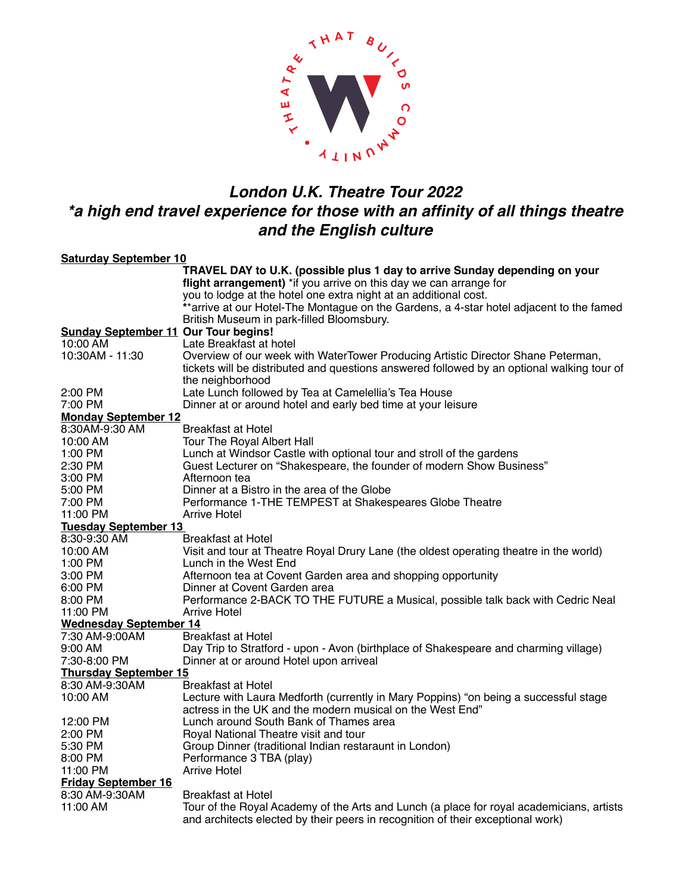THEATRE THAT BUILDS COMMUNITY

# *London U.K. Theatre Tour 2022*

## *\*a high end travel experience for those with an affinity of all things theatre and the English culture*

**Saturday September 10**

**TRAVEL DAY to U.K. (possible plus 1 day to arrive Sunday depending on your flight arrangement)** *if you arrive on this day we can arrange for you to lodge at the hotel one extra night at an additional cost.
**arrive at our Hotel-The Montague on the Gardens, a 4-star hotel adjacent to the famed British Museum in park-filled Bloomsbury.

**Sunday September 11** **Our Tour begins!**

| | |
|---|---|
| 10:00 AM | Late Breakfast at hotel |
| 10:30AM - 11:30 | Overview of our week with WaterTower Producing Artistic Director Shane Peterman, tickets will be distributed and questions answered followed by an optional walking tour of the neighborhood |
| 2:00 PM | Late Lunch followed by Tea at Camelellia's Tea House |
| 7:00 PM | Dinner at or around hotel and early bed time at your leisure |

**Monday September 12**

| | |
|---|---|
| 8:30AM-9:30 AM | Breakfast at Hotel |
| 10:00 AM | Tour The Royal Albert Hall |
| 1:00 PM | Lunch at Windsor Castle with optional tour and stroll of the gardens |
| 2:30 PM | Guest Lecturer on "Shakespeare, the founder of modern Show Business" |
| 3:00 PM | Afternoon tea |
| 5:00 PM | Dinner at a Bistro in the area of the Globe |
| 7:00 PM | Performance 1-THE TEMPEST at Shakespeares Globe Theatre |
| 11:00 PM | Arrive Hotel |

**Tuesday September 13**

| | |
|---|---|
| 8:30-9:30 AM | Breakfast at Hotel |
| 10:00 AM | Visit and tour at Theatre Royal Drury Lane (the oldest operating theatre in the world) |
| 1:00 PM | Lunch in the West End |
| 3:00 PM | Afternoon tea at Covent Garden area and shopping opportunity |
| 6:00 PM | Dinner at Covent Garden area |
| 8:00 PM | Performance 2-BACK TO THE FUTURE a Musical, possible talk back with Cedric Neal |
| 11:00 PM | Arrive Hotel |

**Wednesday September 14**

| | |
|---|---|
| 7:30 AM-9:00AM | Breakfast at Hotel |
| 9:00 AM | Day Trip to Stratford - upon - Avon (birthplace of Shakespeare and charming village) |
| 7:30-8:00 PM | Dinner at or around Hotel upon arriveal |

**Thursday September 15**

| | |
|---|---|
| 8:30 AM-9:30AM | Breakfast at Hotel |
| 10:00 AM | Lecture with Laura Medforth (currently in Mary Poppins) "on being a successful stage actress in the UK and the modern musical on the West End" |
| 12:00 PM | Lunch around South Bank of Thames area |
| 2:00 PM | Royal National Theatre visit and tour |
| 5:30 PM | Group Dinner (traditional Indian restaraunt in London) |
| 8:00 PM | Performance 3 TBA (play) |
| 11:00 PM | Arrive Hotel |

**Friday September 16**

| | |
|---|---|
| 8:30 AM-9:30AM | Breakfast at Hotel |
| 11:00 AM | Tour of the Royal Academy of the Arts and Lunch (a place for royal academicians, artists and architects elected by their peers in recognition of their exceptional work) |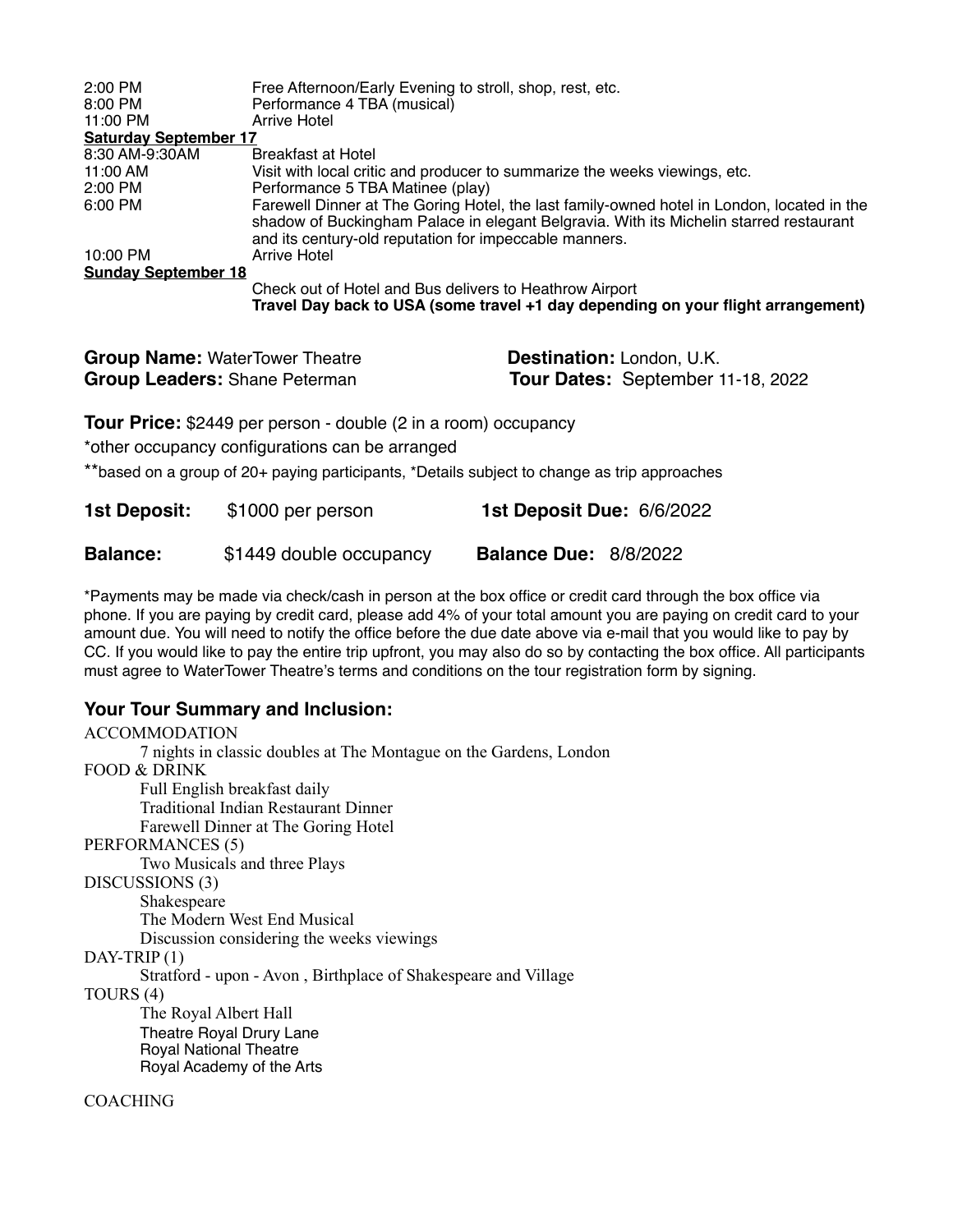| | |
|---|---|
| 2:00 PM | Free Afternoon/Early Evening to stroll, shop, rest, etc. |
| 8:00 PM | Performance 4 TBA (musical) |
| 11:00 PM | Arrive Hotel |

**Saturday September 17**

| | |
|---|---|
| 8:30 AM-9:30AM | Breakfast at Hotel |
| 11:00 AM | Visit with local critic and producer to summarize the weeks viewings, etc. |
| 2:00 PM | Performance 5 TBA Matinee (play) |
| 6:00 PM | Farewell Dinner at The Goring Hotel, the last family-owned hotel in London, located in the shadow of Buckingham Palace in elegant Belgravia. With its Michelin starred restaurant and its century-old reputation for impeccable manners. |
| 10:00 PM | Arrive Hotel |

**Sunday September 18**

Check out of Hotel and Bus delivers to Heathrow Airport
**Travel Day back to USA (some travel +1 day depending on your flight arrangement)**

**Group Name:** WaterTower Theatre
**Group Leaders:** Shane Peterman
**Destination:** London, U.K.
**Tour Dates:** September 11-18, 2022

**Tour Price:** $2449 per person - double (2 in a room) occupancy

*other occupancy configurations can be arranged

**based on a group of 20+ paying participants, *Details subject to change as trip approaches

**1st Deposit:** $1000 per person **1st Deposit Due:** 6/6/2022

**Balance:** $1449 double occupancy **Balance Due:** 8/8/2022

*Payments may be made via check/cash in person at the box office or credit card through the box office via phone. If you are paying by credit card, please add 4% of your total amount you are paying on credit card to your amount due. You will need to notify the office before the due date above via e-mail that you would like to pay by CC. If you would like to pay the entire trip upfront, you may also do so by contacting the box office. All participants must agree to WaterTower Theatre's terms and conditions on the tour registration form by signing.

## Your Tour Summary and Inclusion:

ACCOMMODATION
- 7 nights in classic doubles at The Montague on the Gardens, London

FOOD & DRINK
- Full English breakfast daily
- Traditional Indian Restaurant Dinner
- Farewell Dinner at The Goring Hotel

PERFORMANCES (5)
- Two Musicals and three Plays

DISCUSSIONS (3)
- Shakespeare
- The Modern West End Musical
- Discussion considering the weeks viewings

DAY-TRIP (1)
- Stratford - upon - Avon , Birthplace of Shakespeare and Village

TOURS (4)
- The Royal Albert Hall
- Theatre Royal Drury Lane
- Royal National Theatre
- Royal Academy of the Arts

COACHING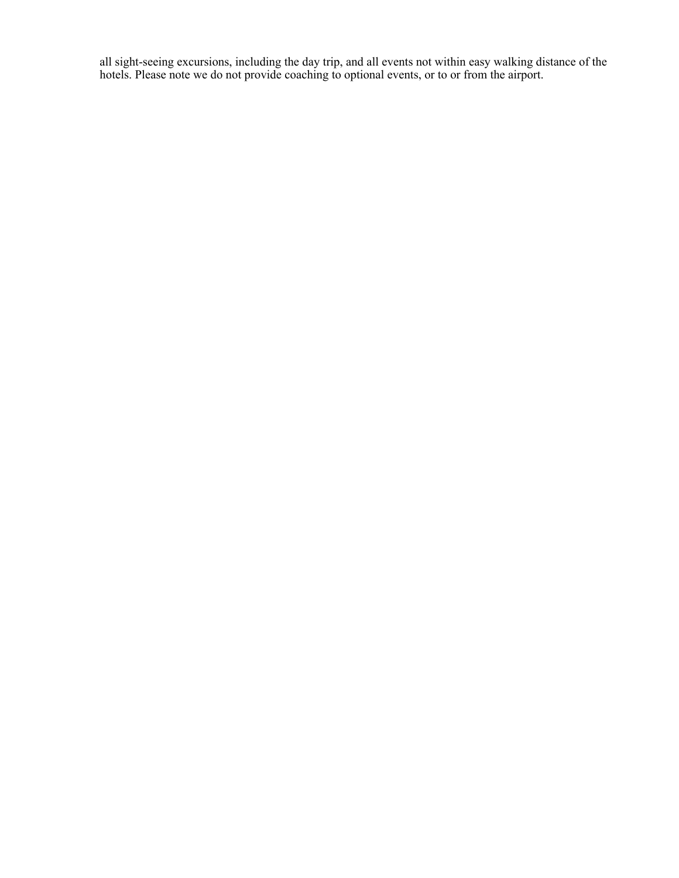all sight-seeing excursions, including the day trip, and all events not within easy walking distance of the hotels. Please note we do not provide coaching to optional events, or to or from the airport.